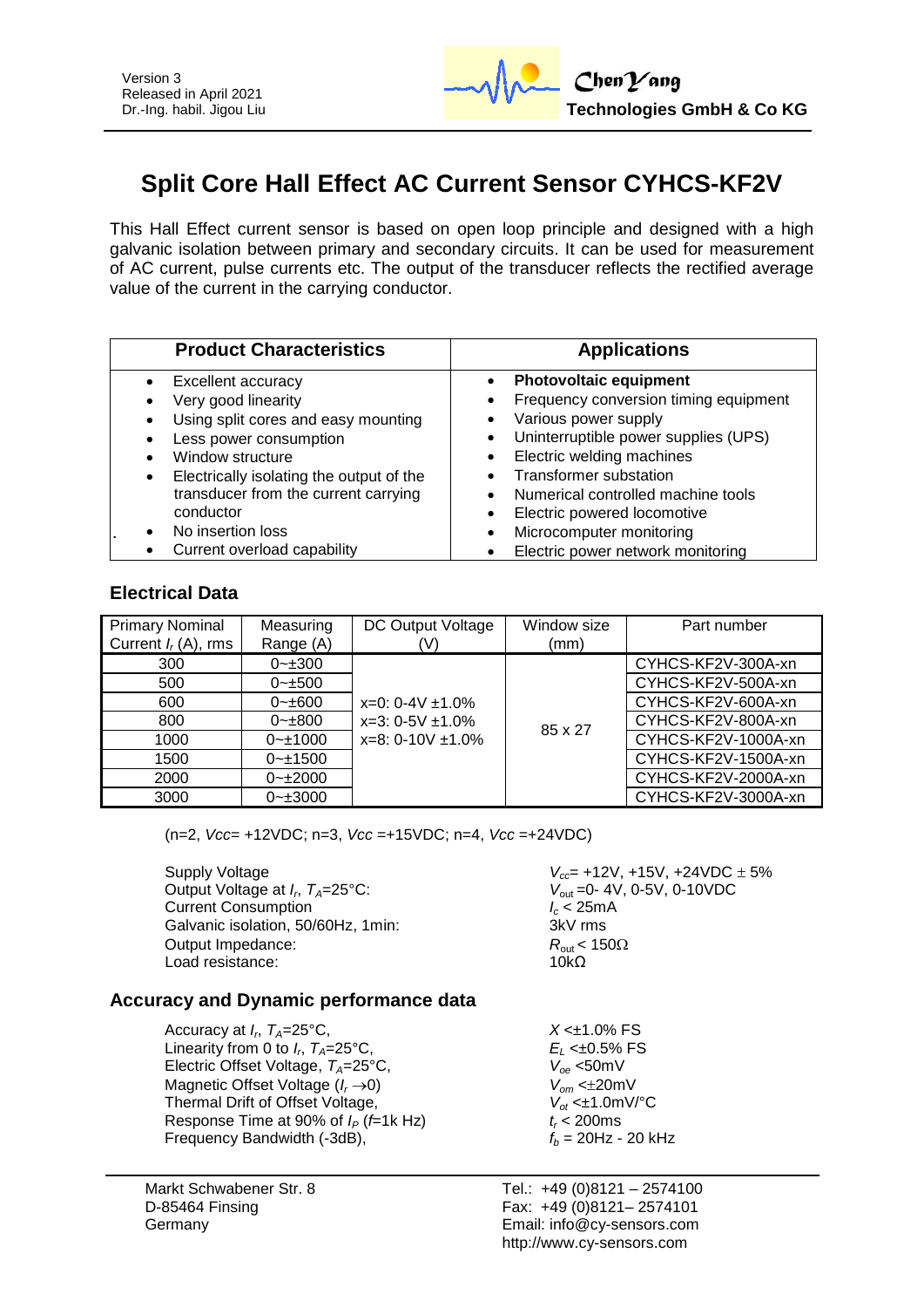Version 3
Released in April 2021
Dr.-Ing. habil. Jigou Liu

**ChenYang Technologies GmbH & Co KG**

# Split Core Hall Effect AC Current Sensor CYHCS-KF2V

This Hall Effect current sensor is based on open loop principle and designed with a high galvanic isolation between primary and secondary circuits. It can be used for measurement of AC current, pulse currents etc. The output of the transducer reflects the rectified average value of the current in the carrying conductor.

| Product Characteristics | Applications |
|---|---|
| • Excellent accuracy<br>• Very good linearity<br>• Using split cores and easy mounting<br>• Less power consumption<br>• Window structure<br>• Electrically isolating the output of the transducer from the current carrying conductor<br>• No insertion loss<br>• Current overload capability | • **Photovoltaic equipment**<br>• Frequency conversion timing equipment<br>• Various power supply<br>• Uninterruptible power supplies (UPS)<br>• Electric welding machines<br>• Transformer substation<br>• Numerical controlled machine tools<br>• Electric powered locomotive<br>• Microcomputer monitoring<br>• Electric power network monitoring |

## Electrical Data

| Primary Nominal Current $I_r$ (A), rms | Measuring Range (A) | DC Output Voltage (V) | Window size (mm) | Part number |
|---|---|---|---|---|
| 300 | 0~±300 | x=0: 0-4V ±1.0%<br>x=3: 0-5V ±1.0%<br>x=8: 0-10V ±1.0% | 85 x 27 | CYHCS-KF2V-300A-xn |
| 500 | 0~±500 | | | CYHCS-KF2V-500A-xn |
| 600 | 0~±600 | | | CYHCS-KF2V-600A-xn |
| 800 | 0~±800 | | | CYHCS-KF2V-800A-xn |
| 1000 | 0~±1000 | | | CYHCS-KF2V-1000A-xn |
| 1500 | 0~±1500 | | | CYHCS-KF2V-1500A-xn |
| 2000 | 0~±2000 | | | CYHCS-KF2V-2000A-xn |
| 3000 | 0~±3000 | | | CYHCS-KF2V-3000A-xn |

(n=2, *Vcc*= +12VDC; n=3, *Vcc* =+15VDC; n=4, *Vcc* =+24VDC)

| | |
|---|---|
| Supply Voltage | $V_{cc}$= +12V, +15V, +24VDC ± 5% |
| Output Voltage at $I_r$, $T_A$=25°C: | $V_{out}$ =0- 4V, 0-5V, 0-10VDC |
| Current Consumption | $I_c$ < 25mA |
| Galvanic isolation, 50/60Hz, 1min: | 3kV rms |
| Output Impedance: | $R_{out}$ < 150Ω |
| Load resistance: | 10kΩ |

## Accuracy and Dynamic performance data

| | |
|---|---|
| Accuracy at $I_r$, $T_A$=25°C, | $X$ <±1.0% FS |
| Linearity from 0 to $I_r$, $T_A$=25°C, | $E_L$ <±0.5% FS |
| Electric Offset Voltage, $T_A$=25°C, | $V_{oe}$ <50mV |
| Magnetic Offset Voltage ($I_r \rightarrow 0$) | $V_{om}$ <±20mV |
| Thermal Drift of Offset Voltage, | $V_{ot}$ <±1.0mV/°C |
| Response Time at 90% of $I_P$ ($f$=1k Hz) | $t_r$ < 200ms |
| Frequency Bandwidth (-3dB), | $f_b$ = 20Hz - 20 kHz |

Markt Schwabener Str. 8
D-85464 Finsing
Germany

Tel.: +49 (0)8121 – 2574100
Fax: +49 (0)8121– 2574101
Email: info@cy-sensors.com
http://www.cy-sensors.com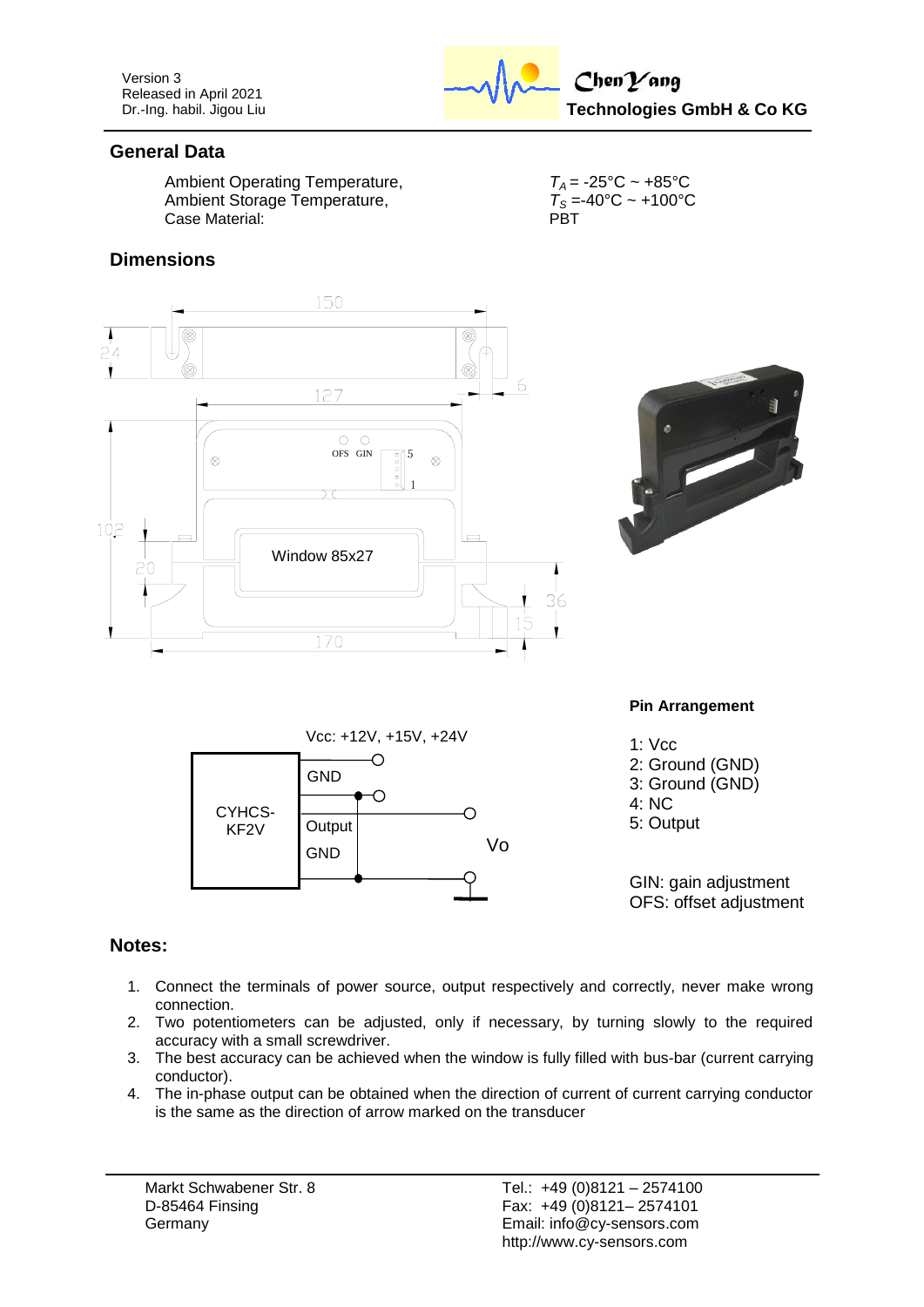## General Data

| | |
|---|---|
| Ambient Operating Temperature, | $T_A$ = -25°C ~ +85°C |
| Ambient Storage Temperature, | $T_S$ =-40°C ~ +100°C |
| Case Material: | PBT |

## Dimensions

150

24

6

127

OFS GIN

5

1

102

20

Window 85x27

36

15

170

Vcc: +12V, +15V, +24V

GND

CYHCS-KF2V

Output

GND

Vo

### Pin Arrangement

1: Vcc
2: Ground (GND)
3: Ground (GND)
4: NC
5: Output

GIN: gain adjustment
OFS: offset adjustment

## Notes:

1. Connect the terminals of power source, output respectively and correctly, never make wrong connection.
2. Two potentiometers can be adjusted, only if necessary, by turning slowly to the required accuracy with a small screwdriver.
3. The best accuracy can be achieved when the window is fully filled with bus-bar (current carrying conductor).
4. The in-phase output can be obtained when the direction of current of current carrying conductor is the same as the direction of arrow marked on the transducer